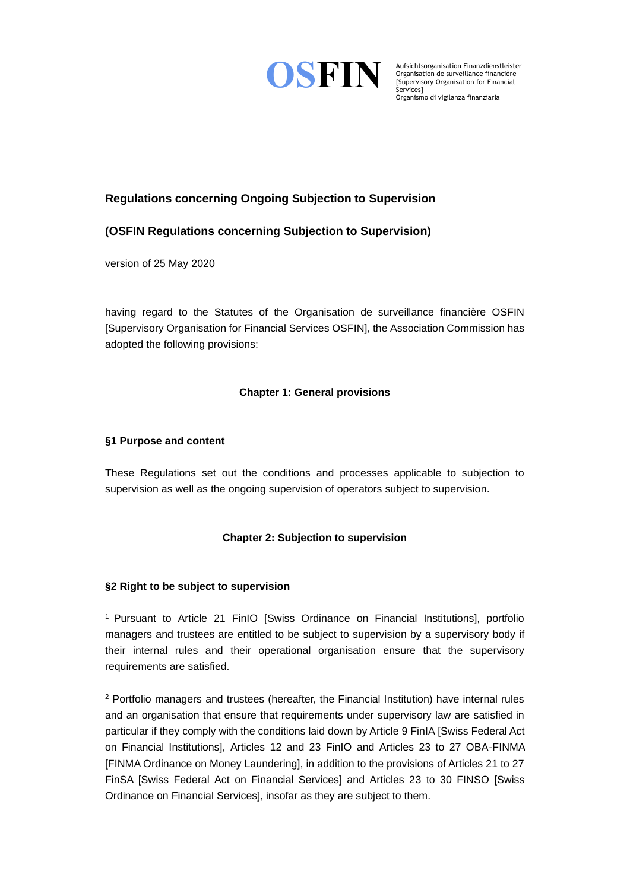**OSFIN**

Aufsichtsorganisation Finanzdienstleister
Organisation de surveillance financière
[Supervisory Organisation for Financial Services]
Organismo di vigilanza finanziaria

## Regulations concerning Ongoing Subjection to Supervision

## (OSFIN Regulations concerning Subjection to Supervision)

version of 25 May 2020

having regard to the Statutes of the Organisation de surveillance financière OSFIN [Supervisory Organisation for Financial Services OSFIN], the Association Commission has adopted the following provisions:

### Chapter 1: General provisions

#### §1 Purpose and content

These Regulations set out the conditions and processes applicable to subjection to supervision as well as the ongoing supervision of operators subject to supervision.

### Chapter 2: Subjection to supervision

#### §2 Right to be subject to supervision

[1] Pursuant to Article 21 FinIO [Swiss Ordinance on Financial Institutions], portfolio managers and trustees are entitled to be subject to supervision by a supervisory body if their internal rules and their operational organisation ensure that the supervisory requirements are satisfied.

[2] Portfolio managers and trustees (hereafter, the Financial Institution) have internal rules and an organisation that ensure that requirements under supervisory law are satisfied in particular if they comply with the conditions laid down by Article 9 FinIA [Swiss Federal Act on Financial Institutions], Articles 12 and 23 FinIO and Articles 23 to 27 OBA-FINMA [FINMA Ordinance on Money Laundering], in addition to the provisions of Articles 21 to 27 FinSA [Swiss Federal Act on Financial Services] and Articles 23 to 30 FINSO [Swiss Ordinance on Financial Services], insofar as they are subject to them.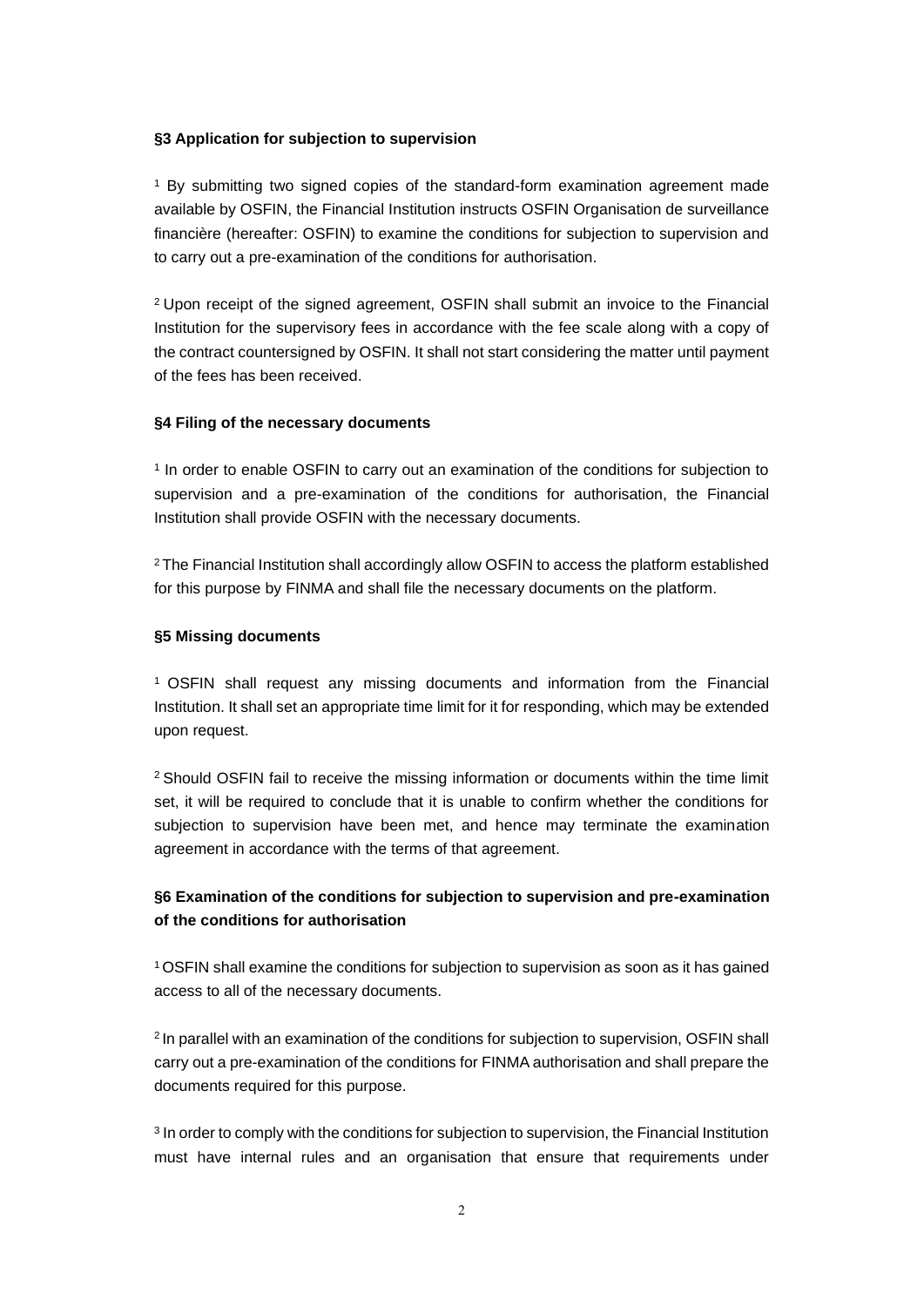**§3 Application for subjection to supervision**

[1] By submitting two signed copies of the standard-form examination agreement made available by OSFIN, the Financial Institution instructs OSFIN Organisation de surveillance financière (hereafter: OSFIN) to examine the conditions for subjection to supervision and to carry out a pre-examination of the conditions for authorisation.

[2] Upon receipt of the signed agreement, OSFIN shall submit an invoice to the Financial Institution for the supervisory fees in accordance with the fee scale along with a copy of the contract countersigned by OSFIN. It shall not start considering the matter until payment of the fees has been received.

**§4 Filing of the necessary documents**

[1] In order to enable OSFIN to carry out an examination of the conditions for subjection to supervision and a pre-examination of the conditions for authorisation, the Financial Institution shall provide OSFIN with the necessary documents.

[2] The Financial Institution shall accordingly allow OSFIN to access the platform established for this purpose by FINMA and shall file the necessary documents on the platform.

**§5 Missing documents**

[1] OSFIN shall request any missing documents and information from the Financial Institution. It shall set an appropriate time limit for it for responding, which may be extended upon request.

[2] Should OSFIN fail to receive the missing information or documents within the time limit set, it will be required to conclude that it is unable to confirm whether the conditions for subjection to supervision have been met, and hence may terminate the examination agreement in accordance with the terms of that agreement.

**§6 Examination of the conditions for subjection to supervision and pre-examination of the conditions for authorisation**

[1] OSFIN shall examine the conditions for subjection to supervision as soon as it has gained access to all of the necessary documents.

[2] In parallel with an examination of the conditions for subjection to supervision, OSFIN shall carry out a pre-examination of the conditions for FINMA authorisation and shall prepare the documents required for this purpose.

[3] In order to comply with the conditions for subjection to supervision, the Financial Institution must have internal rules and an organisation that ensure that requirements under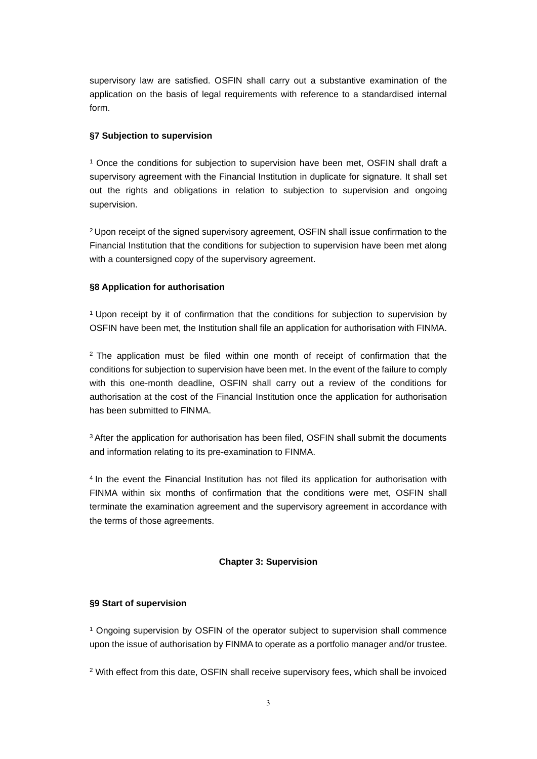supervisory law are satisfied. OSFIN shall carry out a substantive examination of the application on the basis of legal requirements with reference to a standardised internal form.

**§7 Subjection to supervision**

[1] Once the conditions for subjection to supervision have been met, OSFIN shall draft a supervisory agreement with the Financial Institution in duplicate for signature. It shall set out the rights and obligations in relation to subjection to supervision and ongoing supervision.

[2] Upon receipt of the signed supervisory agreement, OSFIN shall issue confirmation to the Financial Institution that the conditions for subjection to supervision have been met along with a countersigned copy of the supervisory agreement.

**§8 Application for authorisation**

[1] Upon receipt by it of confirmation that the conditions for subjection to supervision by OSFIN have been met, the Institution shall file an application for authorisation with FINMA.

[2] The application must be filed within one month of receipt of confirmation that the conditions for subjection to supervision have been met. In the event of the failure to comply with this one-month deadline, OSFIN shall carry out a review of the conditions for authorisation at the cost of the Financial Institution once the application for authorisation has been submitted to FINMA.

[3] After the application for authorisation has been filed, OSFIN shall submit the documents and information relating to its pre-examination to FINMA.

[4] In the event the Financial Institution has not filed its application for authorisation with FINMA within six months of confirmation that the conditions were met, OSFIN shall terminate the examination agreement and the supervisory agreement in accordance with the terms of those agreements.

## Chapter 3: Supervision

**§9 Start of supervision**

[1] Ongoing supervision by OSFIN of the operator subject to supervision shall commence upon the issue of authorisation by FINMA to operate as a portfolio manager and/or trustee.

[2] With effect from this date, OSFIN shall receive supervisory fees, which shall be invoiced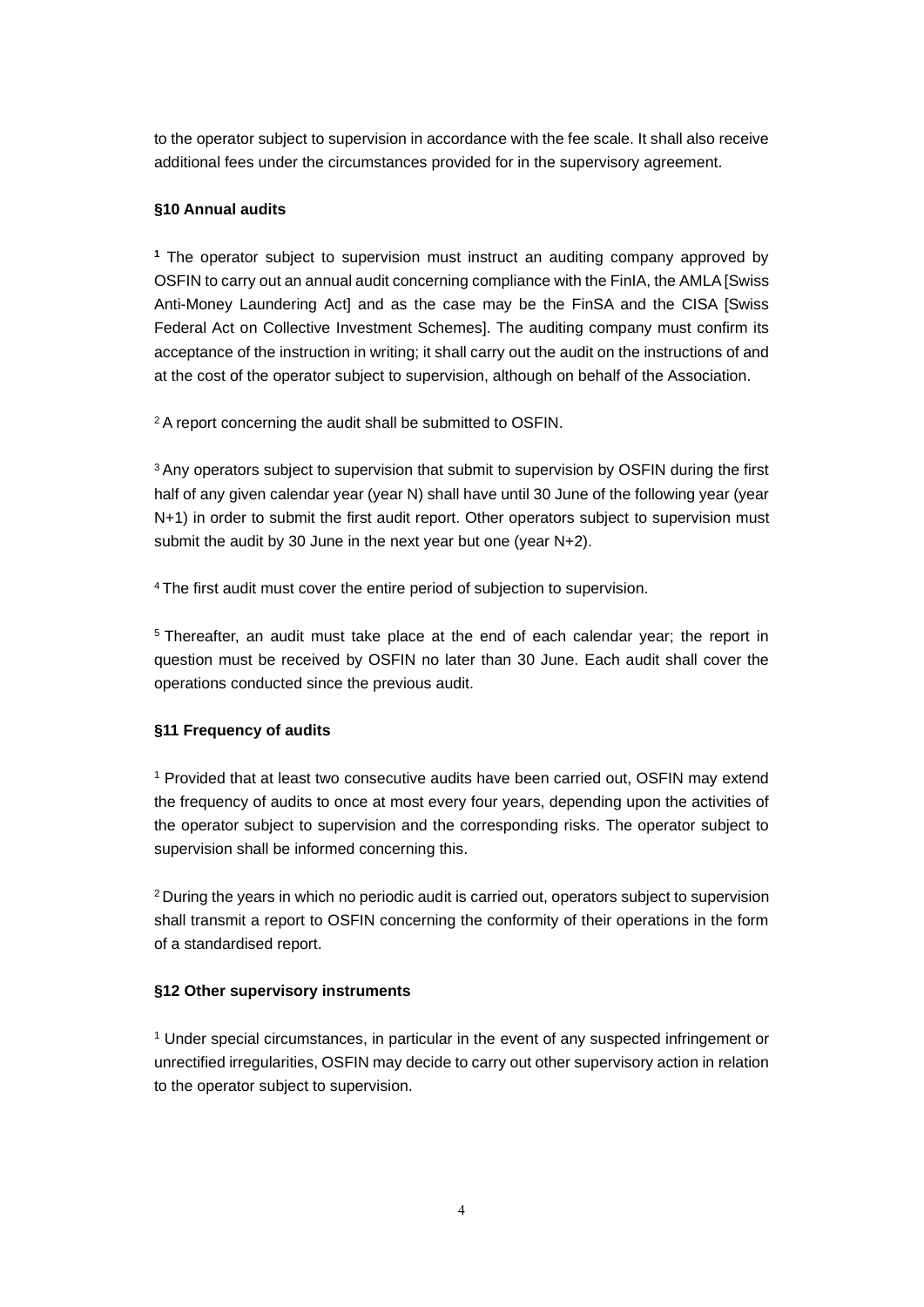to the operator subject to supervision in accordance with the fee scale. It shall also receive additional fees under the circumstances provided for in the supervisory agreement.

**§10 Annual audits**

[1] The operator subject to supervision must instruct an auditing company approved by OSFIN to carry out an annual audit concerning compliance with the FinIA, the AMLA [Swiss Anti-Money Laundering Act] and as the case may be the FinSA and the CISA [Swiss Federal Act on Collective Investment Schemes]. The auditing company must confirm its acceptance of the instruction in writing; it shall carry out the audit on the instructions of and at the cost of the operator subject to supervision, although on behalf of the Association.

[2] A report concerning the audit shall be submitted to OSFIN.

[3] Any operators subject to supervision that submit to supervision by OSFIN during the first half of any given calendar year (year N) shall have until 30 June of the following year (year N+1) in order to submit the first audit report. Other operators subject to supervision must submit the audit by 30 June in the next year but one (year N+2).

[4] The first audit must cover the entire period of subjection to supervision.

[5] Thereafter, an audit must take place at the end of each calendar year; the report in question must be received by OSFIN no later than 30 June. Each audit shall cover the operations conducted since the previous audit.

**§11 Frequency of audits**

[1] Provided that at least two consecutive audits have been carried out, OSFIN may extend the frequency of audits to once at most every four years, depending upon the activities of the operator subject to supervision and the corresponding risks. The operator subject to supervision shall be informed concerning this.

[2] During the years in which no periodic audit is carried out, operators subject to supervision shall transmit a report to OSFIN concerning the conformity of their operations in the form of a standardised report.

**§12 Other supervisory instruments**

[1] Under special circumstances, in particular in the event of any suspected infringement or unrectified irregularities, OSFIN may decide to carry out other supervisory action in relation to the operator subject to supervision.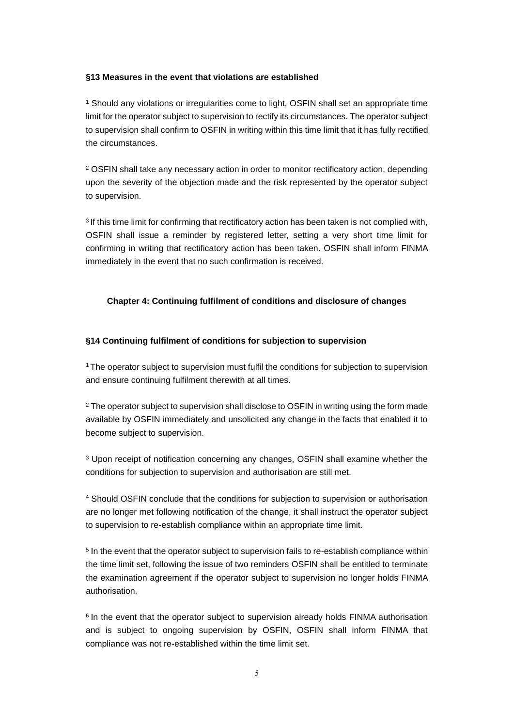**§13 Measures in the event that violations are established**

[1] Should any violations or irregularities come to light, OSFIN shall set an appropriate time limit for the operator subject to supervision to rectify its circumstances. The operator subject to supervision shall confirm to OSFIN in writing within this time limit that it has fully rectified the circumstances.

[2] OSFIN shall take any necessary action in order to monitor rectificatory action, depending upon the severity of the objection made and the risk represented by the operator subject to supervision.

[3] If this time limit for confirming that rectificatory action has been taken is not complied with, OSFIN shall issue a reminder by registered letter, setting a very short time limit for confirming in writing that rectificatory action has been taken. OSFIN shall inform FINMA immediately in the event that no such confirmation is received.

## Chapter 4: Continuing fulfilment of conditions and disclosure of changes

**§14 Continuing fulfilment of conditions for subjection to supervision**

[1] The operator subject to supervision must fulfil the conditions for subjection to supervision and ensure continuing fulfilment therewith at all times.

[2] The operator subject to supervision shall disclose to OSFIN in writing using the form made available by OSFIN immediately and unsolicited any change in the facts that enabled it to become subject to supervision.

[3] Upon receipt of notification concerning any changes, OSFIN shall examine whether the conditions for subjection to supervision and authorisation are still met.

[4] Should OSFIN conclude that the conditions for subjection to supervision or authorisation are no longer met following notification of the change, it shall instruct the operator subject to supervision to re-establish compliance within an appropriate time limit.

[5] In the event that the operator subject to supervision fails to re-establish compliance within the time limit set, following the issue of two reminders OSFIN shall be entitled to terminate the examination agreement if the operator subject to supervision no longer holds FINMA authorisation.

[6] In the event that the operator subject to supervision already holds FINMA authorisation and is subject to ongoing supervision by OSFIN, OSFIN shall inform FINMA that compliance was not re-established within the time limit set.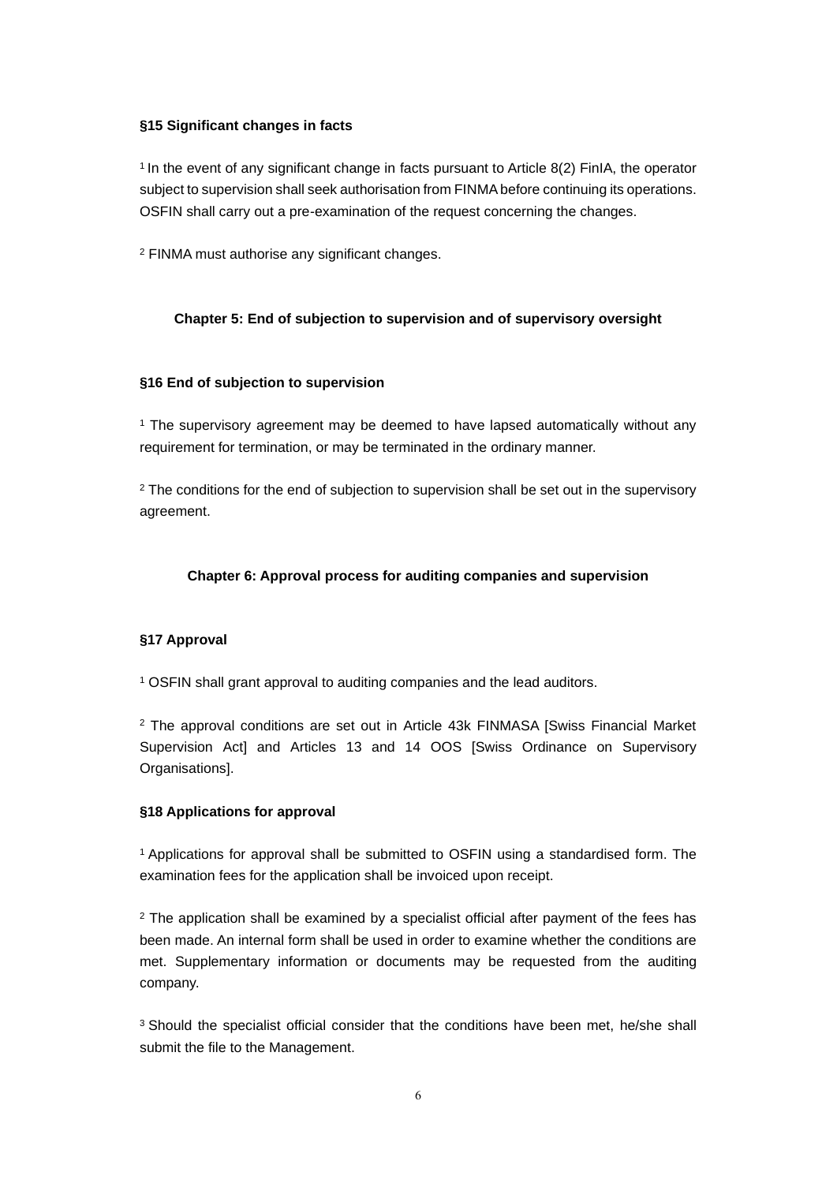**§15 Significant changes in facts**

[1] In the event of any significant change in facts pursuant to Article 8(2) FinIA, the operator subject to supervision shall seek authorisation from FINMA before continuing its operations. OSFIN shall carry out a pre-examination of the request concerning the changes.

[2] FINMA must authorise any significant changes.

## Chapter 5: End of subjection to supervision and of supervisory oversight

**§16 End of subjection to supervision**

[1] The supervisory agreement may be deemed to have lapsed automatically without any requirement for termination, or may be terminated in the ordinary manner.

[2] The conditions for the end of subjection to supervision shall be set out in the supervisory agreement.

## Chapter 6: Approval process for auditing companies and supervision

**§17 Approval**

[1] OSFIN shall grant approval to auditing companies and the lead auditors.

[2] The approval conditions are set out in Article 43k FINMASA [Swiss Financial Market Supervision Act] and Articles 13 and 14 OOS [Swiss Ordinance on Supervisory Organisations].

**§18 Applications for approval**

[1] Applications for approval shall be submitted to OSFIN using a standardised form. The examination fees for the application shall be invoiced upon receipt.

[2] The application shall be examined by a specialist official after payment of the fees has been made. An internal form shall be used in order to examine whether the conditions are met. Supplementary information or documents may be requested from the auditing company.

[3] Should the specialist official consider that the conditions have been met, he/she shall submit the file to the Management.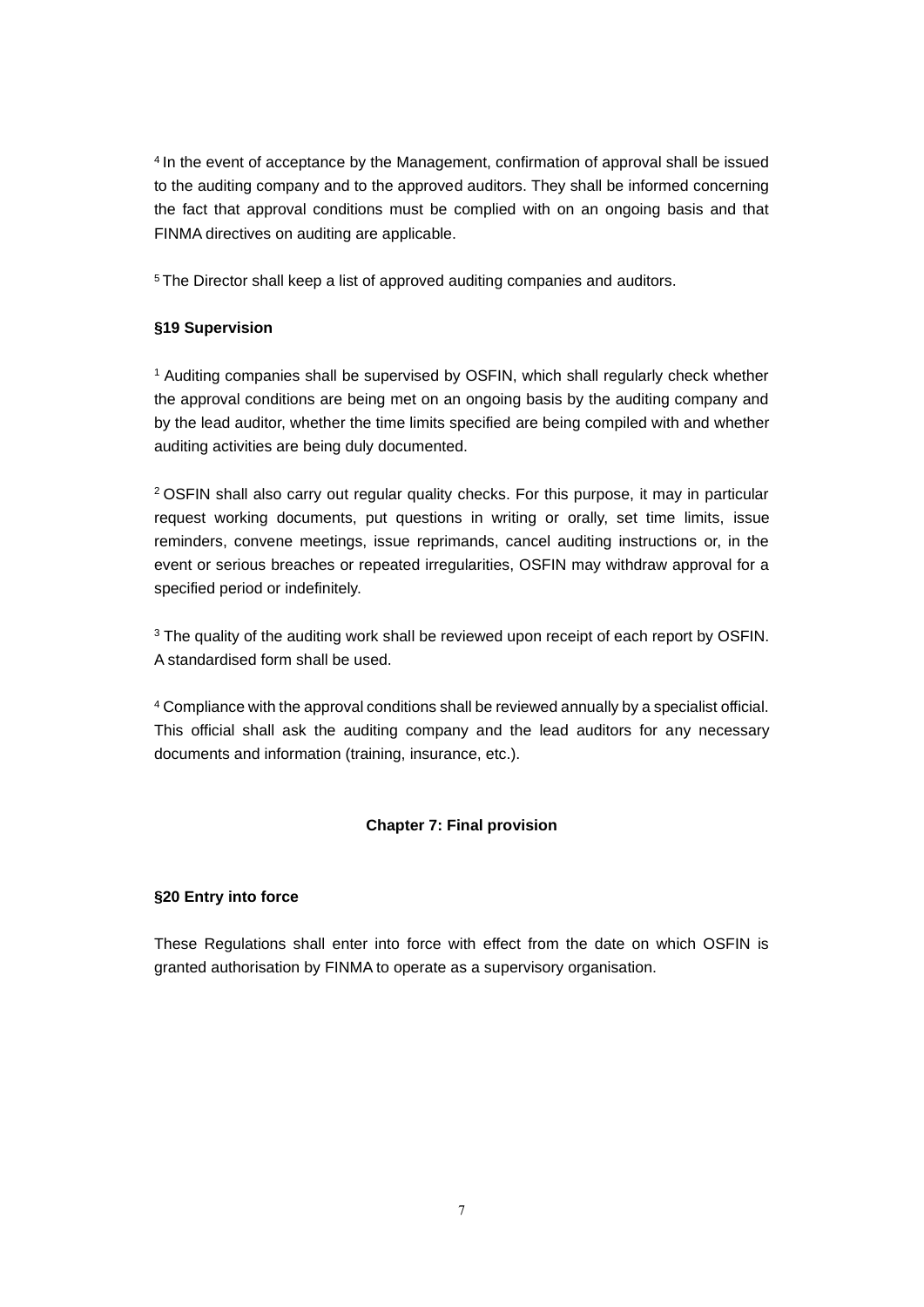[4] In the event of acceptance by the Management, confirmation of approval shall be issued to the auditing company and to the approved auditors. They shall be informed concerning the fact that approval conditions must be complied with on an ongoing basis and that FINMA directives on auditing are applicable.

[5] The Director shall keep a list of approved auditing companies and auditors.

**§19 Supervision**

[1] Auditing companies shall be supervised by OSFIN, which shall regularly check whether the approval conditions are being met on an ongoing basis by the auditing company and by the lead auditor, whether the time limits specified are being compiled with and whether auditing activities are being duly documented.

[2] OSFIN shall also carry out regular quality checks. For this purpose, it may in particular request working documents, put questions in writing or orally, set time limits, issue reminders, convene meetings, issue reprimands, cancel auditing instructions or, in the event or serious breaches or repeated irregularities, OSFIN may withdraw approval for a specified period or indefinitely.

[3] The quality of the auditing work shall be reviewed upon receipt of each report by OSFIN. A standardised form shall be used.

[4] Compliance with the approval conditions shall be reviewed annually by a specialist official. This official shall ask the auditing company and the lead auditors for any necessary documents and information (training, insurance, etc.).

## Chapter 7: Final provision

**§20 Entry into force**

These Regulations shall enter into force with effect from the date on which OSFIN is granted authorisation by FINMA to operate as a supervisory organisation.